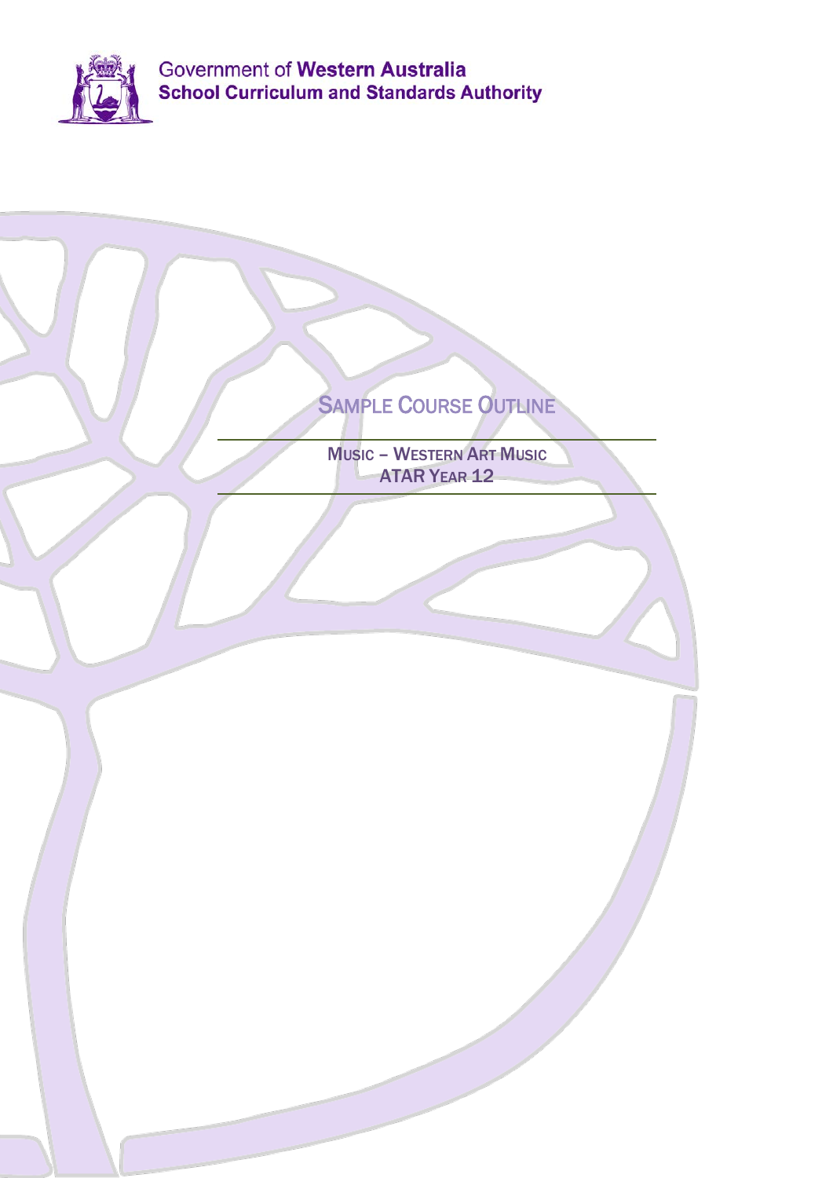Government of **Western Australia**
**School Curriculum and Standards Authority**

# Sample Course Outline

## Music – Western Art Music
## ATAR Year 12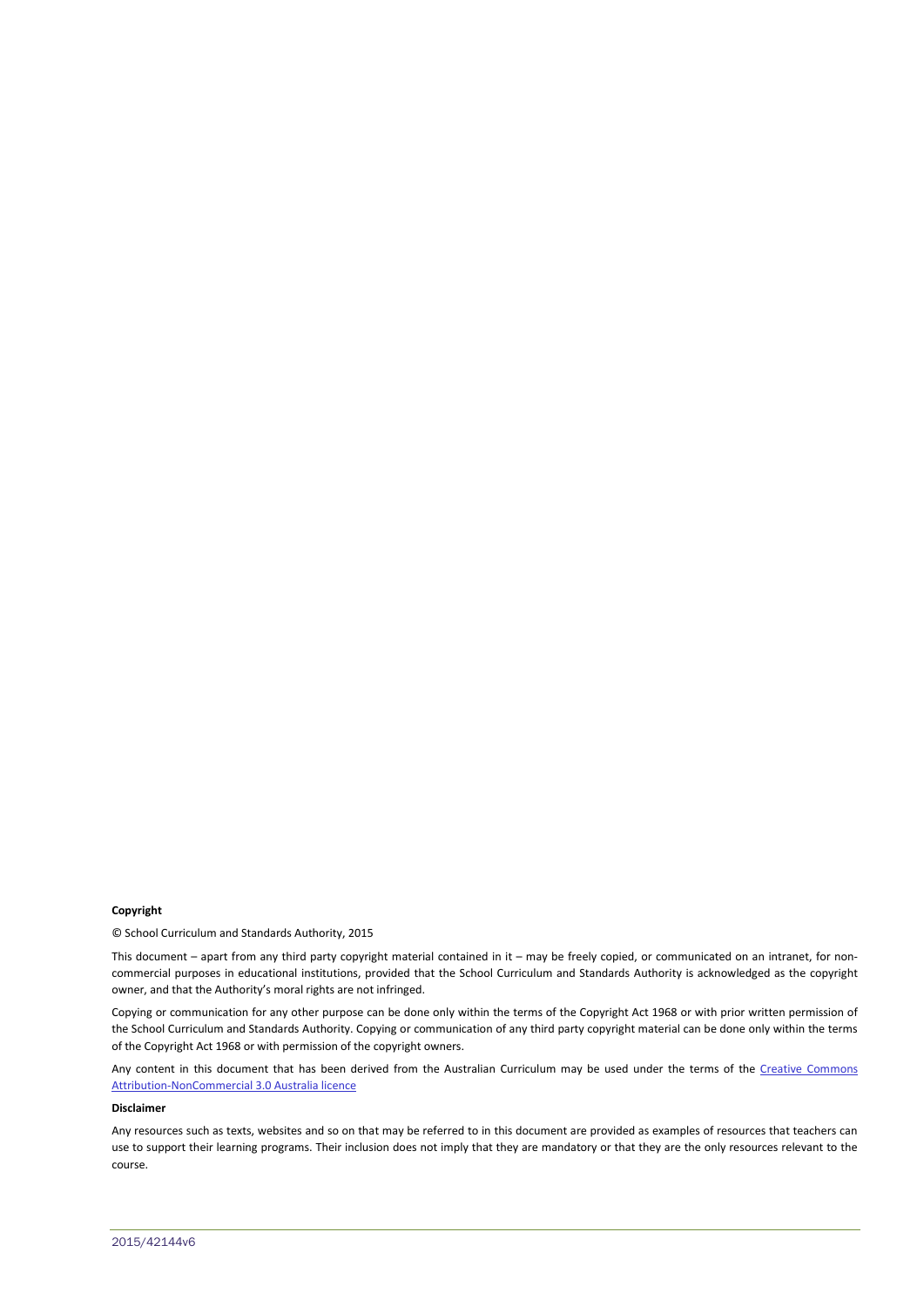**Copyright**

© School Curriculum and Standards Authority, 2015

This document – apart from any third party copyright material contained in it – may be freely copied, or communicated on an intranet, for non-commercial purposes in educational institutions, provided that the School Curriculum and Standards Authority is acknowledged as the copyright owner, and that the Authority's moral rights are not infringed.

Copying or communication for any other purpose can be done only within the terms of the Copyright Act 1968 or with prior written permission of the School Curriculum and Standards Authority. Copying or communication of any third party copyright material can be done only within the terms of the Copyright Act 1968 or with permission of the copyright owners.

Any content in this document that has been derived from the Australian Curriculum may be used under the terms of the [Creative Commons Attribution-NonCommercial 3.0 Australia licence]

**Disclaimer**

Any resources such as texts, websites and so on that may be referred to in this document are provided as examples of resources that teachers can use to support their learning programs. Their inclusion does not imply that they are mandatory or that they are the only resources relevant to the course.

2015/42144v6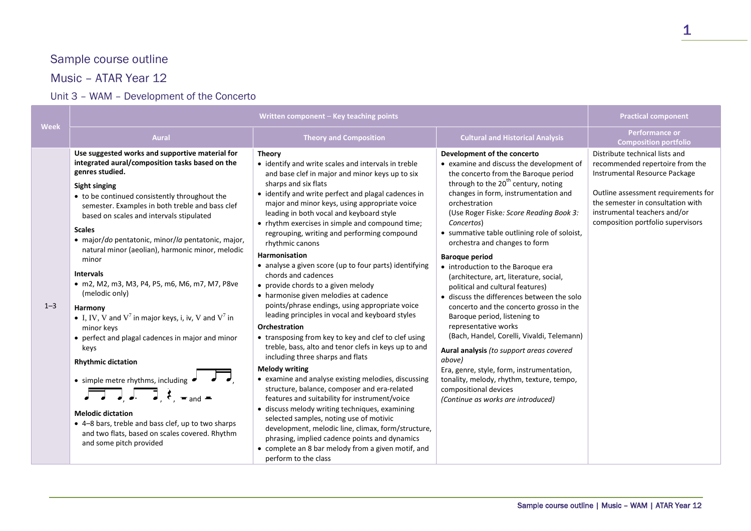# Sample course outline

## Music – ATAR Year 12

### Unit 3 – WAM – Development of the Concerto

| Week | Written component – Key teaching points | | | Practical component |
|---|---|---|---|---|
| | **Aural** | **Theory and Composition** | **Cultural and Historical Analysis** | **Performance or Composition portfolio** |
| 1–3 | **Use suggested works and supportive material for integrated aural/composition tasks based on the genres studied.**<br><br>**Sight singing**<br>• to be continued consistently throughout the semester. Examples in both treble and bass clef based on scales and intervals stipulated<br><br>**Scales**<br>• major/*do* pentatonic, minor/*la* pentatonic, major, natural minor (aeolian), harmonic minor, melodic minor<br><br>**Intervals**<br>• m2, M2, m3, M3, P4, P5, m6, M6, m7, M7, P8ve (melodic only)<br><br>**Harmony**<br>• I, IV, V and $V^7$ in major keys, i, iv, V and $V^7$ in minor keys<br>• perfect and plagal cadences in major and minor keys<br><br>**Rhythmic dictation**<br>• simple metre rhythms, including ♩ ♩♫, ♫♩, ♩. ♪♩, 𝄽, 𝄼 and 𝄻<br><br>**Melodic dictation**<br>• 4–8 bars, treble and bass clef, up to two sharps and two flats, based on scales covered. Rhythm and some pitch provided | **Theory**<br>• identify and write scales and intervals in treble and base clef in major and minor keys up to six sharps and six flats<br>• identify and write perfect and plagal cadences in major and minor keys, using appropriate voice leading in both vocal and keyboard style<br>• rhythm exercises in simple and compound time; regrouping, writing and performing compound rhythmic canons<br><br>**Harmonisation**<br>• analyse a given score (up to four parts) identifying chords and cadences<br>• provide chords to a given melody<br>• harmonise given melodies at cadence points/phrase endings, using appropriate voice leading principles in vocal and keyboard styles<br><br>**Orchestration**<br>• transposing from key to key and clef to clef using treble, bass, alto and tenor clefs in keys up to and including three sharps and flats<br><br>**Melody writing**<br>• examine and analyse existing melodies, discussing structure, balance, composer and era-related features and suitability for instrument/voice<br>• discuss melody writing techniques, examining selected samples, noting use of motivic development, melodic line, climax, form/structure, phrasing, implied cadence points and dynamics<br>• complete an 8 bar melody from a given motif, and perform to the class | **Development of the concerto**<br>• examine and discuss the development of the concerto from the Baroque period through to the 20th century, noting changes in form, instrumentation and orchestration<br>(Use Roger Fiske*: Score Reading Book 3: Concertos*)<br>• summative table outlining role of soloist, orchestra and changes to form<br><br>**Baroque period**<br>• introduction to the Baroque era (architecture, art, literature, social, political and cultural features)<br>• discuss the differences between the solo concerto and the concerto grosso in the Baroque period, listening to representative works<br>(Bach, Handel, Corelli, Vivaldi, Telemann)<br><br>**Aural analysis** *(to support areas covered above)*<br>Era, genre, style, form, instrumentation, tonality, melody, rhythm, texture, tempo, compositional devices<br>*(Continue as works are introduced)* | Distribute technical lists and recommended repertoire from the Instrumental Resource Package<br><br>Outline assessment requirements for the semester in consultation with instrumental teachers and/or composition portfolio supervisors |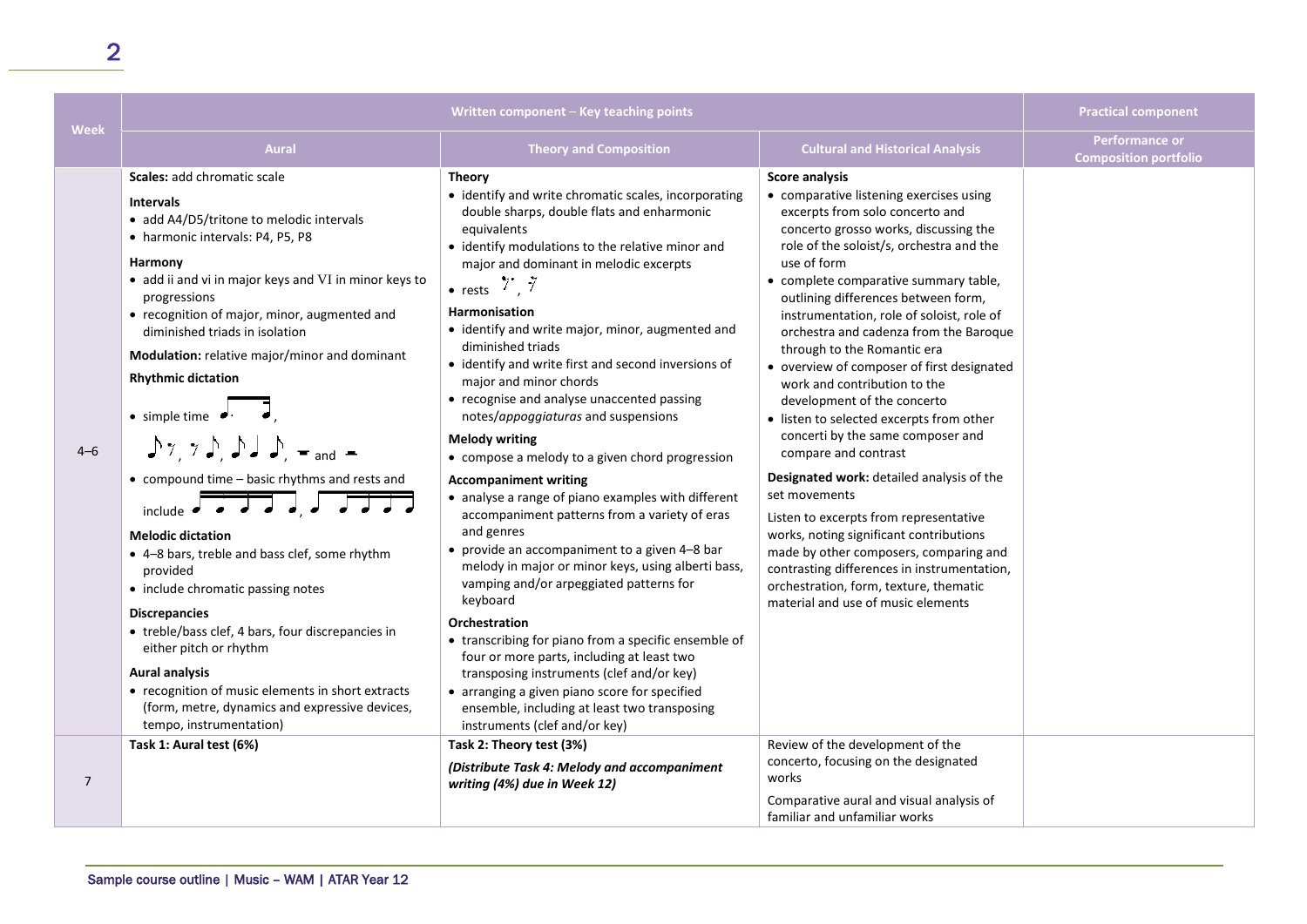| Week | Written component – Key teaching points | | | Practical component |
|---|---|---|---|---|
| | **Aural** | **Theory and Composition** | **Cultural and Historical Analysis** | **Performance or Composition portfolio** |
| 4–6 | **Scales:** add chromatic scale<br>**Intervals**<br>• add A4/D5/tritone to melodic intervals<br>• harmonic intervals: P4, P5, P8<br>**Harmony**<br>• add ii and vi in major keys and VI in minor keys to progressions<br>• recognition of major, minor, augmented and diminished triads in isolation<br>**Modulation:** relative major/minor and dominant<br>**Rhythmic dictation**<br>• simple time ♩. ♪, ♪ 𝄾, 𝄾 ♪, ♪ ♩ ♪, 𝄼 and 𝄻<br>• compound time – basic rhythms and rests and include ♪♪♪♪ ♩, ♩ ♪♪♪<br>**Melodic dictation**<br>• 4–8 bars, treble and bass clef, some rhythm provided<br>• include chromatic passing notes<br>**Discrepancies**<br>• treble/bass clef, 4 bars, four discrepancies in either pitch or rhythm<br>**Aural analysis**<br>• recognition of music elements in short extracts (form, metre, dynamics and expressive devices, tempo, instrumentation) | **Theory**<br>• identify and write chromatic scales, incorporating double sharps, double flats and enharmonic equivalents<br>• identify modulations to the relative minor and major and dominant in melodic excerpts<br>• rests 𝄾., 𝄿<br>**Harmonisation**<br>• identify and write major, minor, augmented and diminished triads<br>• identify and write first and second inversions of major and minor chords<br>• recognise and analyse unaccented passing notes/*appoggiaturas* and suspensions<br>**Melody writing**<br>• compose a melody to a given chord progression<br>**Accompaniment writing**<br>• analyse a range of piano examples with different accompaniment patterns from a variety of eras and genres<br>• provide an accompaniment to a given 4–8 bar melody in major or minor keys, using alberti bass, vamping and/or arpeggiated patterns for keyboard<br>**Orchestration**<br>• transcribing for piano from a specific ensemble of four or more parts, including at least two transposing instruments (clef and/or key)<br>• arranging a given piano score for specified ensemble, including at least two transposing instruments (clef and/or key) | **Score analysis**<br>• comparative listening exercises using excerpts from solo concerto and concerto grosso works, discussing the role of the soloist/s, orchestra and the use of form<br>• complete comparative summary table, outlining differences between form, instrumentation, role of soloist, role of orchestra and cadenza from the Baroque through to the Romantic era<br>• overview of composer of first designated work and contribution to the development of the concerto<br>• listen to selected excerpts from other concerti by the same composer and compare and contrast<br>**Designated work:** detailed analysis of the set movements<br>Listen to excerpts from representative works, noting significant contributions made by other composers, comparing and contrasting differences in instrumentation, orchestration, form, texture, thematic material and use of music elements | |
| 7 | **Task 1: Aural test (6%)** | **Task 2: Theory test (3%)**<br>***(Distribute Task 4: Melody and accompaniment writing (4%) due in Week 12)*** | Review of the development of the concerto, focusing on the designated works<br>Comparative aural and visual analysis of familiar and unfamiliar works | |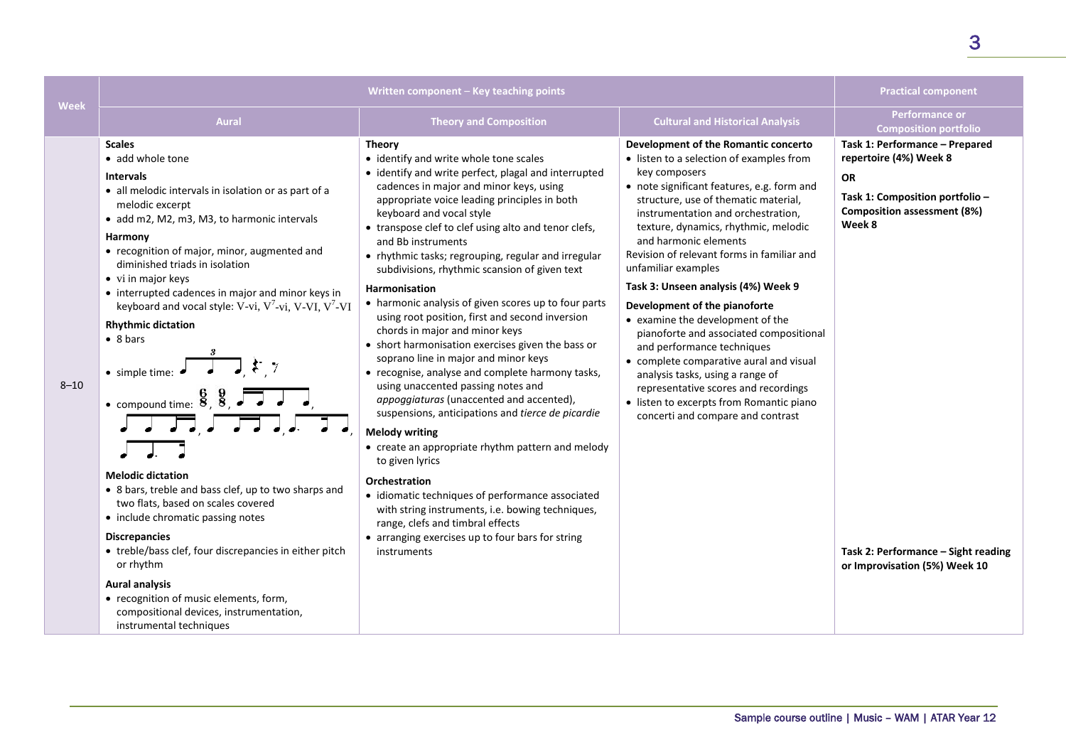| Week | Written component – Key teaching points | | | Practical component |
|---|---|---|---|---|
| | Aural | Theory and Composition | Cultural and Historical Analysis | Performance or Composition portfolio |
| 8–10 | **Scales**<br>• add whole tone<br>**Intervals**<br>• all melodic intervals in isolation or as part of a melodic excerpt<br>• add m2, M2, m3, M3, to harmonic intervals<br>**Harmony**<br>• recognition of major, minor, augmented and diminished triads in isolation<br>• vi in major keys<br>• interrupted cadences in major and minor keys in keyboard and vocal style: V-vi, $V^7$-vi, V-VI, $V^7$-VI<br>**Rhythmic dictation**<br>• 8 bars<br>• simple time: [rhythm notation]<br>• compound time: 6/8, 9/8, [rhythm notation]<br>**Melodic dictation**<br>• 8 bars, treble and bass clef, up to two sharps and two flats, based on scales covered<br>• include chromatic passing notes<br>**Discrepancies**<br>• treble/bass clef, four discrepancies in either pitch or rhythm<br>**Aural analysis**<br>• recognition of music elements, form, compositional devices, instrumentation, instrumental techniques | **Theory**<br>• identify and write whole tone scales<br>• identify and write perfect, plagal and interrupted cadences in major and minor keys, using appropriate voice leading principles in both keyboard and vocal style<br>• transpose clef to clef using alto and tenor clefs, and Bb instruments<br>• rhythmic tasks; regrouping, regular and irregular subdivisions, rhythmic scansion of given text<br>**Harmonisation**<br>• harmonic analysis of given scores up to four parts using root position, first and second inversion chords in major and minor keys<br>• short harmonisation exercises given the bass or soprano line in major and minor keys<br>• recognise, analyse and complete harmony tasks, using unaccented passing notes and *appoggiaturas* (unaccented and accented), suspensions, anticipations and *tierce de picardie*<br>**Melody writing**<br>• create an appropriate rhythm pattern and melody to given lyrics<br>**Orchestration**<br>• idiomatic techniques of performance associated with string instruments, i.e. bowing techniques, range, clefs and timbral effects<br>• arranging exercises up to four bars for string instruments | **Development of the Romantic concerto**<br>• listen to a selection of examples from key composers<br>• note significant features, e.g. form and structure, use of thematic material, instrumentation and orchestration, texture, dynamics, rhythmic, melodic and harmonic elements<br>Revision of relevant forms in familiar and unfamiliar examples<br>**Task 3: Unseen analysis (4%) Week 9**<br>**Development of the pianoforte**<br>• examine the development of the pianoforte and associated compositional and performance techniques<br>• complete comparative aural and visual analysis tasks, using a range of representative scores and recordings<br>• listen to excerpts from Romantic piano concerti and compare and contrast | **Task 1: Performance – Prepared repertoire (4%) Week 8**<br>**OR**<br>**Task 1: Composition portfolio – Composition assessment (8%) Week 8**<br><br>**Task 2: Performance – Sight reading or Improvisation (5%) Week 10** |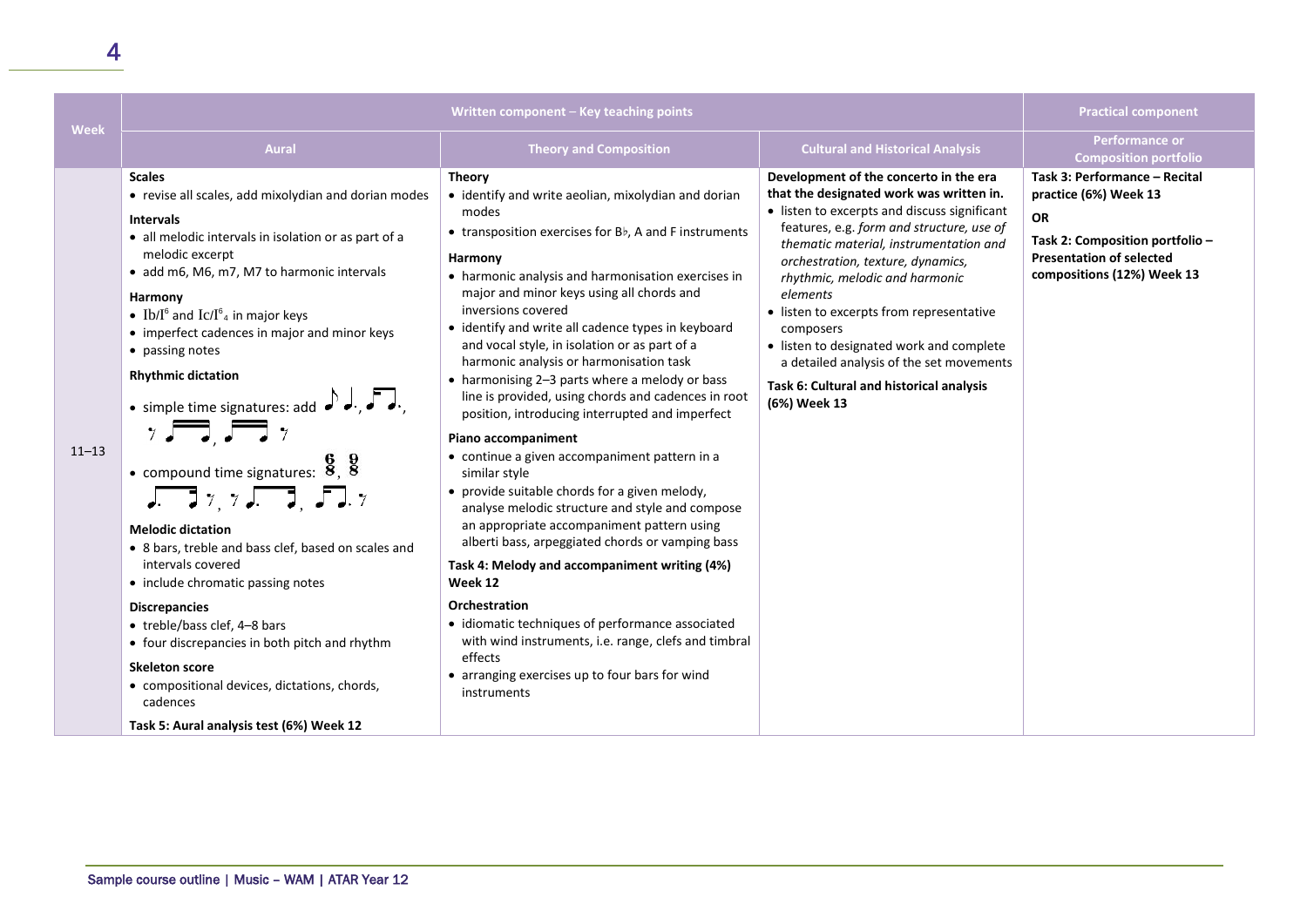| Week | Written component – Key teaching points | | | Practical component |
|---|---|---|---|---|
| | Aural | Theory and Composition | Cultural and Historical Analysis | Performance or Composition portfolio |
| 11–13 | **Scales**<br>• revise all scales, add mixolydian and dorian modes<br>**Intervals**<br>• all melodic intervals in isolation or as part of a melodic excerpt<br>• add m6, M6, m7, M7 to harmonic intervals<br>**Harmony**<br>• Ib/I$^6$ and Ic/I$^6_4$ in major keys<br>• imperfect cadences in major and minor keys<br>• passing notes<br>**Rhythmic dictation**<br>• simple time signatures: add ♪ ♩., ♫., 𝄾 ♬, ♬ 𝄾<br>• compound time signatures: $\frac{6}{8}$, $\frac{9}{8}$ ♩. ♬ 𝄾, 𝄾 ♩. ♬, ♫. 𝄾<br>**Melodic dictation**<br>• 8 bars, treble and bass clef, based on scales and intervals covered<br>• include chromatic passing notes<br>**Discrepancies**<br>• treble/bass clef, 4–8 bars<br>• four discrepancies in both pitch and rhythm<br>**Skeleton score**<br>• compositional devices, dictations, chords, cadences<br>**Task 5: Aural analysis test (6%) Week 12** | **Theory**<br>• identify and write aeolian, mixolydian and dorian modes<br>• transposition exercises for B♭, A and F instruments<br>**Harmony**<br>• harmonic analysis and harmonisation exercises in major and minor keys using all chords and inversions covered<br>• identify and write all cadence types in keyboard and vocal style, in isolation or as part of a harmonic analysis or harmonisation task<br>• harmonising 2–3 parts where a melody or bass line is provided, using chords and cadences in root position, introducing interrupted and imperfect<br>**Piano accompaniment**<br>• continue a given accompaniment pattern in a similar style<br>• provide suitable chords for a given melody, analyse melodic structure and style and compose an appropriate accompaniment pattern using alberti bass, arpeggiated chords or vamping bass<br>**Task 4: Melody and accompaniment writing (4%) Week 12**<br>**Orchestration**<br>• idiomatic techniques of performance associated with wind instruments, i.e. range, clefs and timbral effects<br>• arranging exercises up to four bars for wind instruments | **Development of the concerto in the era that the designated work was written in.**<br>• listen to excerpts and discuss significant features, e.g. *form and structure, use of thematic material, instrumentation and orchestration, texture, dynamics, rhythmic, melodic and harmonic elements*<br>• listen to excerpts from representative composers<br>• listen to designated work and complete a detailed analysis of the set movements<br>**Task 6: Cultural and historical analysis (6%) Week 13** | **Task 3: Performance – Recital practice (6%) Week 13**<br>**OR**<br>**Task 2: Composition portfolio – Presentation of selected compositions (12%) Week 13** |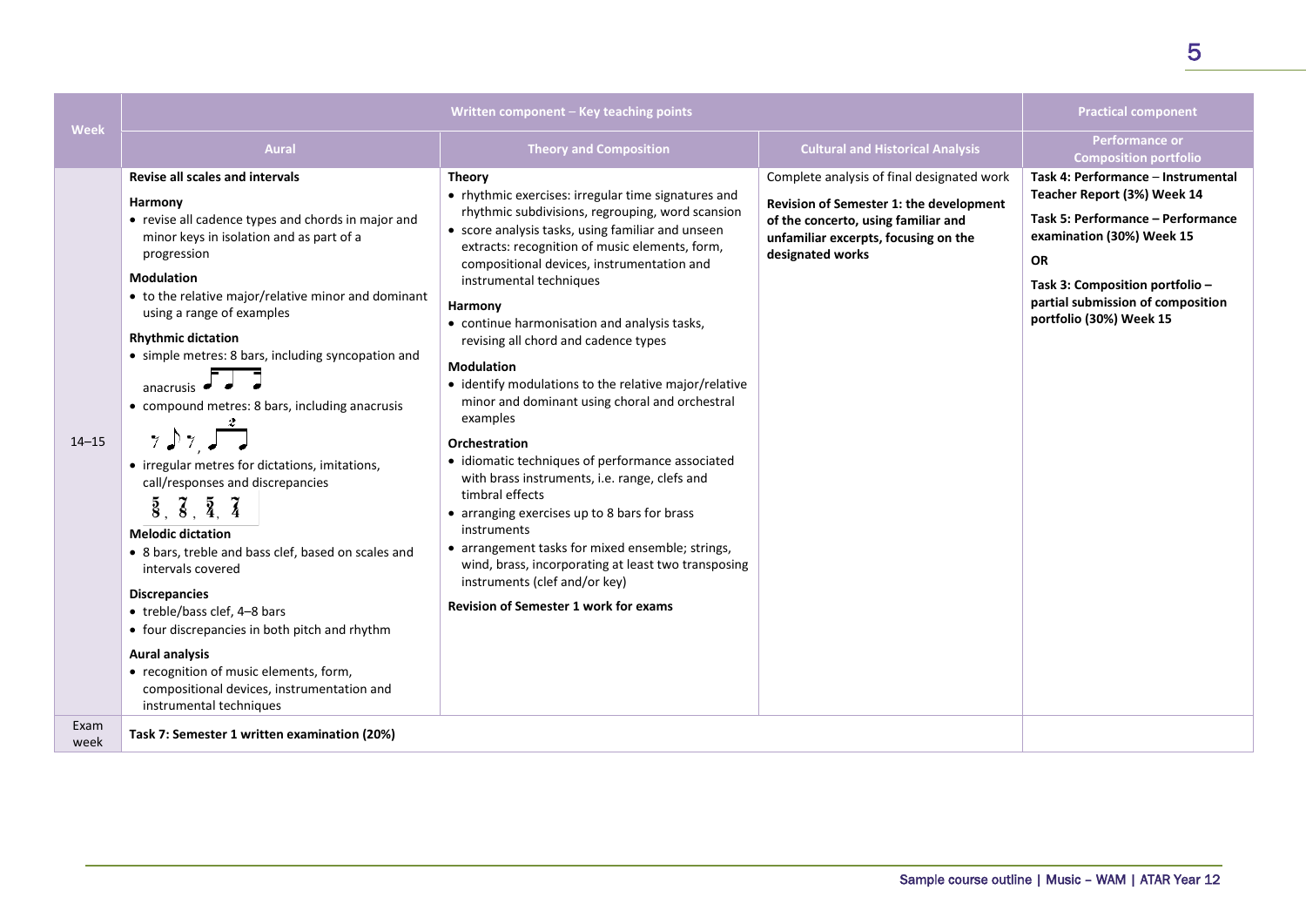| Week | Written component – Key teaching points | | | Practical component |
|---|---|---|---|---|
| | **Aural** | **Theory and Composition** | **Cultural and Historical Analysis** | **Performance or Composition portfolio** |
| 14–15 | **Revise all scales and intervals**<br><br>**Harmony**<br>• revise all cadence types and chords in major and minor keys in isolation and as part of a progression<br><br>**Modulation**<br>• to the relative major/relative minor and dominant using a range of examples<br><br>**Rhythmic dictation**<br>• simple metres: 8 bars, including syncopation and anacrusis<br>• compound metres: 8 bars, including anacrusis<br>• irregular metres for dictations, imitations, call/responses and discrepancies<br>5/8, 7/8, 5/4, 7/4<br><br>**Melodic dictation**<br>• 8 bars, treble and bass clef, based on scales and intervals covered<br><br>**Discrepancies**<br>• treble/bass clef, 4–8 bars<br>• four discrepancies in both pitch and rhythm<br><br>**Aural analysis**<br>• recognition of music elements, form, compositional devices, instrumentation and instrumental techniques | **Theory**<br>• rhythmic exercises: irregular time signatures and rhythmic subdivisions, regrouping, word scansion<br>• score analysis tasks, using familiar and unseen extracts: recognition of music elements, form, compositional devices, instrumentation and instrumental techniques<br><br>**Harmony**<br>• continue harmonisation and analysis tasks, revising all chord and cadence types<br><br>**Modulation**<br>• identify modulations to the relative major/relative minor and dominant using choral and orchestral examples<br><br>**Orchestration**<br>• idiomatic techniques of performance associated with brass instruments, i.e. range, clefs and timbral effects<br>• arranging exercises up to 8 bars for brass instruments<br>• arrangement tasks for mixed ensemble; strings, wind, brass, incorporating at least two transposing instruments (clef and/or key)<br><br>**Revision of Semester 1 work for exams** | Complete analysis of final designated work<br><br>**Revision of Semester 1: the development of the concerto, using familiar and unfamiliar excerpts, focusing on the designated works** | **Task 4: Performance – Instrumental Teacher Report (3%) Week 14**<br><br>**Task 5: Performance – Performance examination (30%) Week 15**<br><br>**OR**<br><br>**Task 3: Composition portfolio – partial submission of composition portfolio (30%) Week 15** |
| Exam week | **Task 7: Semester 1 written examination (20%)** | | | |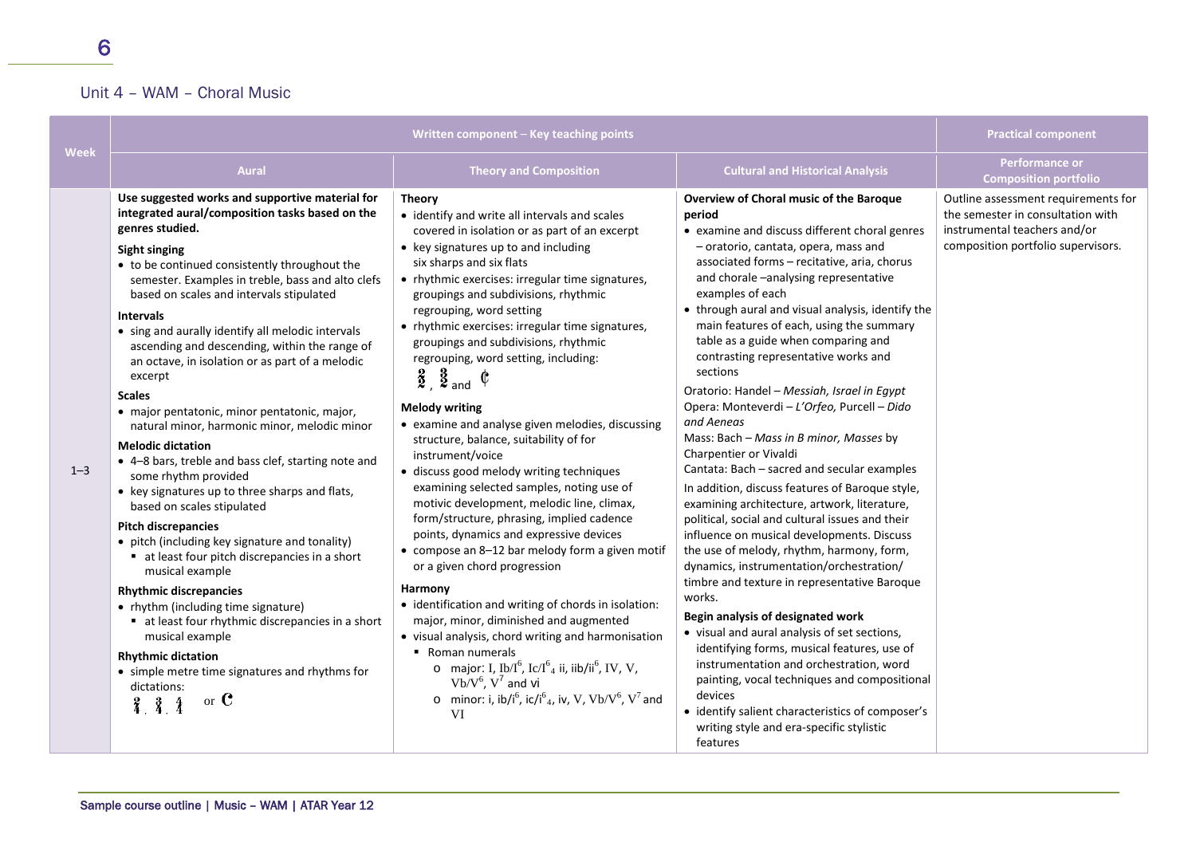## Unit 4 – WAM – Choral Music

| Week | Written component – Key teaching points | | | Practical component |
|---|---|---|---|---|
| | Aural | Theory and Composition | Cultural and Historical Analysis | Performance or Composition portfolio |
| 1–3 | **Use suggested works and supportive material for integrated aural/composition tasks based on the genres studied.**<br><br>**Sight singing**<br>• to be continued consistently throughout the semester. Examples in treble, bass and alto clefs based on scales and intervals stipulated<br><br>**Intervals**<br>• sing and aurally identify all melodic intervals ascending and descending, within the range of an octave, in isolation or as part of a melodic excerpt<br><br>**Scales**<br>• major pentatonic, minor pentatonic, major, natural minor, harmonic minor, melodic minor<br><br>**Melodic dictation**<br>• 4–8 bars, treble and bass clef, starting note and some rhythm provided<br>• key signatures up to three sharps and flats, based on scales stipulated<br><br>**Pitch discrepancies**<br>• pitch (including key signature and tonality)<br>▪ at least four pitch discrepancies in a short musical example<br><br>**Rhythmic discrepancies**<br>• rhythm (including time signature)<br>▪ at least four rhythmic discrepancies in a short musical example<br><br>**Rhythmic dictation**<br>• simple metre time signatures and rhythms for dictations:<br>2/4, 3/4, 4/4 or C | **Theory**<br>• identify and write all intervals and scales covered in isolation or as part of an excerpt<br>• key signatures up to and including six sharps and six flats<br>• rhythmic exercises: irregular time signatures, groupings and subdivisions, rhythmic regrouping, word setting<br>• rhythmic exercises: irregular time signatures, groupings and subdivisions, rhythmic regrouping, word setting, including:<br>2/2, 3/2 and ¢<br><br>**Melody writing**<br>• examine and analyse given melodies, discussing structure, balance, suitability of for instrument/voice<br>• discuss good melody writing techniques examining selected samples, noting use of motivic development, melodic line, climax, form/structure, phrasing, implied cadence points, dynamics and expressive devices<br>• compose an 8–12 bar melody form a given motif or a given chord progression<br><br>**Harmony**<br>• identification and writing of chords in isolation: major, minor, diminished and augmented<br>• visual analysis, chord writing and harmonisation<br>▪ Roman numerals<br>o major: I, Ib/I$^6$, Ic/I$^6_4$ ii, iib/ii$^6$, IV, V, Vb/V$^6$, V$^7$ and vi<br>o minor: i, ib/i$^6$, ic/i$^6_4$, iv, V, Vb/V$^6$, V$^7$ and VI | **Overview of Choral music of the Baroque period**<br>• examine and discuss different choral genres – oratorio, cantata, opera, mass and associated forms – recitative, aria, chorus and chorale –analysing representative examples of each<br>• through aural and visual analysis, identify the main features of each, using the summary table as a guide when comparing and contrasting representative works and sections<br><br>Oratorio: Handel – *Messiah, Israel in Egypt*<br>Opera: Monteverdi – *L'Orfeo,* Purcell – *Dido and Aeneas*<br>Mass: Bach – *Mass in B minor, Masses* by Charpentier or Vivaldi<br>Cantata: Bach – sacred and secular examples<br><br>In addition, discuss features of Baroque style, examining architecture, artwork, literature, political, social and cultural issues and their influence on musical developments. Discuss the use of melody, rhythm, harmony, form, dynamics, instrumentation/orchestration/ timbre and texture in representative Baroque works.<br><br>**Begin analysis of designated work**<br>• visual and aural analysis of set sections, identifying forms, musical features, use of instrumentation and orchestration, word painting, vocal techniques and compositional devices<br>• identify salient characteristics of composer's writing style and era-specific stylistic features | Outline assessment requirements for the semester in consultation with instrumental teachers and/or composition portfolio supervisors. |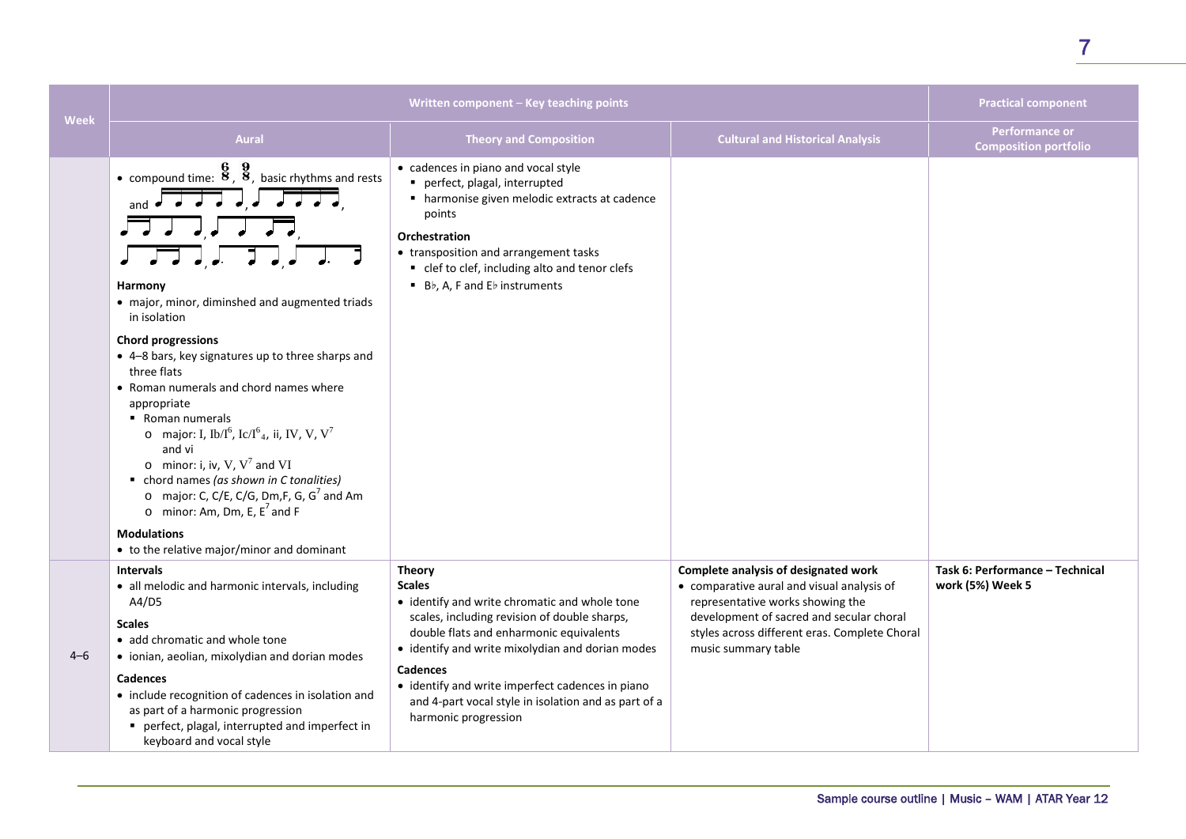| Week | Written component – Key teaching points | | | Practical component |
|---|---|---|---|---|
| | **Aural** | **Theory and Composition** | **Cultural and Historical Analysis** | **Performance or Composition portfolio** |
| | • compound time: 6/8, 9/8, basic rhythms and rests and [rhythm patterns]<br><br>**Harmony**<br>• major, minor, diminshed and augmented triads in isolation<br><br>**Chord progressions**<br>• 4–8 bars, key signatures up to three sharps and three flats<br>• Roman numerals and chord names where appropriate<br>  ▪ Roman numerals<br>    ○ major: I, Ib/I$^6$, Ic/I$^6{}_4$, ii, IV, V, V$^7$ and vi<br>    ○ minor: i, iv, V, V$^7$ and VI<br>  ▪ chord names *(as shown in C tonalities)*<br>    ○ major: C, C/E, C/G, Dm,F, G, G$^7$ and Am<br>    ○ minor: Am, Dm, E, E$^7$ and F<br><br>**Modulations**<br>• to the relative major/minor and dominant | • cadences in piano and vocal style<br>  ▪ perfect, plagal, interrupted<br>  ▪ harmonise given melodic extracts at cadence points<br><br>**Orchestration**<br>• transposition and arrangement tasks<br>  ▪ clef to clef, including alto and tenor clefs<br>  ▪ B♭, A, F and E♭ instruments | | |
| 4–6 | **Intervals**<br>• all melodic and harmonic intervals, including A4/D5<br><br>**Scales**<br>• add chromatic and whole tone<br>• ionian, aeolian, mixolydian and dorian modes<br><br>**Cadences**<br>• include recognition of cadences in isolation and as part of a harmonic progression<br>  ▪ perfect, plagal, interrupted and imperfect in keyboard and vocal style | **Theory**<br>**Scales**<br>• identify and write chromatic and whole tone scales, including revision of double sharps, double flats and enharmonic equivalents<br>• identify and write mixolydian and dorian modes<br><br>**Cadences**<br>• identify and write imperfect cadences in piano and 4-part vocal style in isolation and as part of a harmonic progression | **Complete analysis of designated work**<br>• comparative aural and visual analysis of representative works showing the development of sacred and secular choral styles across different eras. Complete Choral music summary table | **Task 6: Performance – Technical work (5%) Week 5** |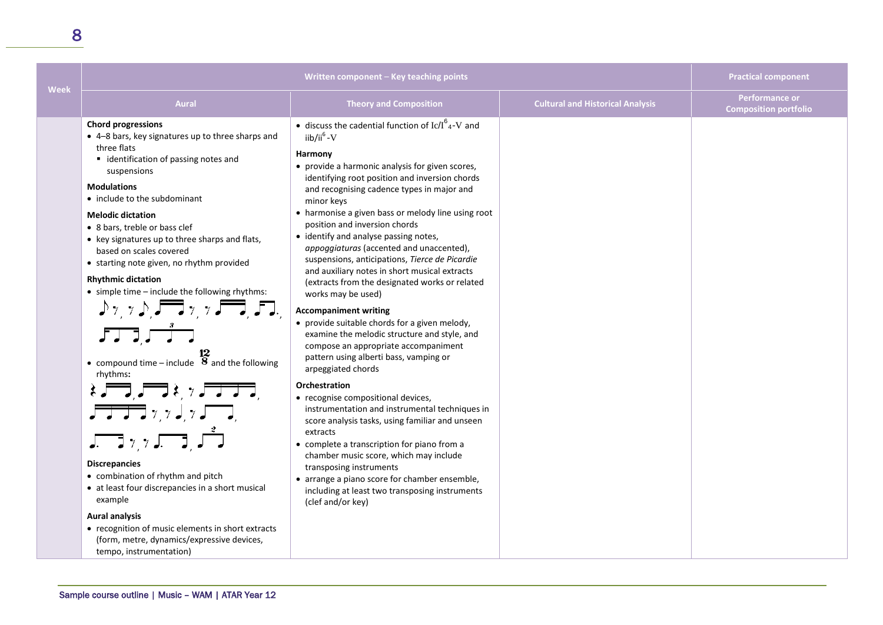| Week | Written component – Key teaching points | | | Practical component |
|---|---|---|---|---|
| | Aural | Theory and Composition | Cultural and Historical Analysis | Performance or Composition portfolio |
| | **Chord progressions**<br>• 4–8 bars, key signatures up to three sharps and three flats<br>&nbsp;&nbsp;▪ identification of passing notes and suspensions<br>**Modulations**<br>• include to the subdominant<br>**Melodic dictation**<br>• 8 bars, treble or bass clef<br>• key signatures up to three sharps and flats, based on scales covered<br>• starting note given, no rhythm provided<br>**Rhythmic dictation**<br>• simple time – include the following rhythms:<br>• compound time – include $\frac{12}{8}$ and the following rhythms:<br>**Discrepancies**<br>• combination of rhythm and pitch<br>• at least four discrepancies in a short musical example<br>**Aural analysis**<br>• recognition of music elements in short extracts (form, metre, dynamics/expressive devices, tempo, instrumentation) | • discuss the cadential function of Ic/$I^6{}_4$-V and iib/$ii^6$-V<br>**Harmony**<br>• provide a harmonic analysis for given scores, identifying root position and inversion chords and recognising cadence types in major and minor keys<br>• harmonise a given bass or melody line using root position and inversion chords<br>• identify and analyse passing notes, *appoggiaturas* (accented and unaccented), suspensions, anticipations, *Tierce de Picardie* and auxiliary notes in short musical extracts (extracts from the designated works or related works may be used)<br>**Accompaniment writing**<br>• provide suitable chords for a given melody, examine the melodic structure and style, and compose an appropriate accompaniment pattern using alberti bass, vamping or arpeggiated chords<br>**Orchestration**<br>• recognise compositional devices, instrumentation and instrumental techniques in score analysis tasks, using familiar and unseen extracts<br>• complete a transcription for piano from a chamber music score, which may include transposing instruments<br>• arrange a piano score for chamber ensemble, including at least two transposing instruments (clef and/or key) | | |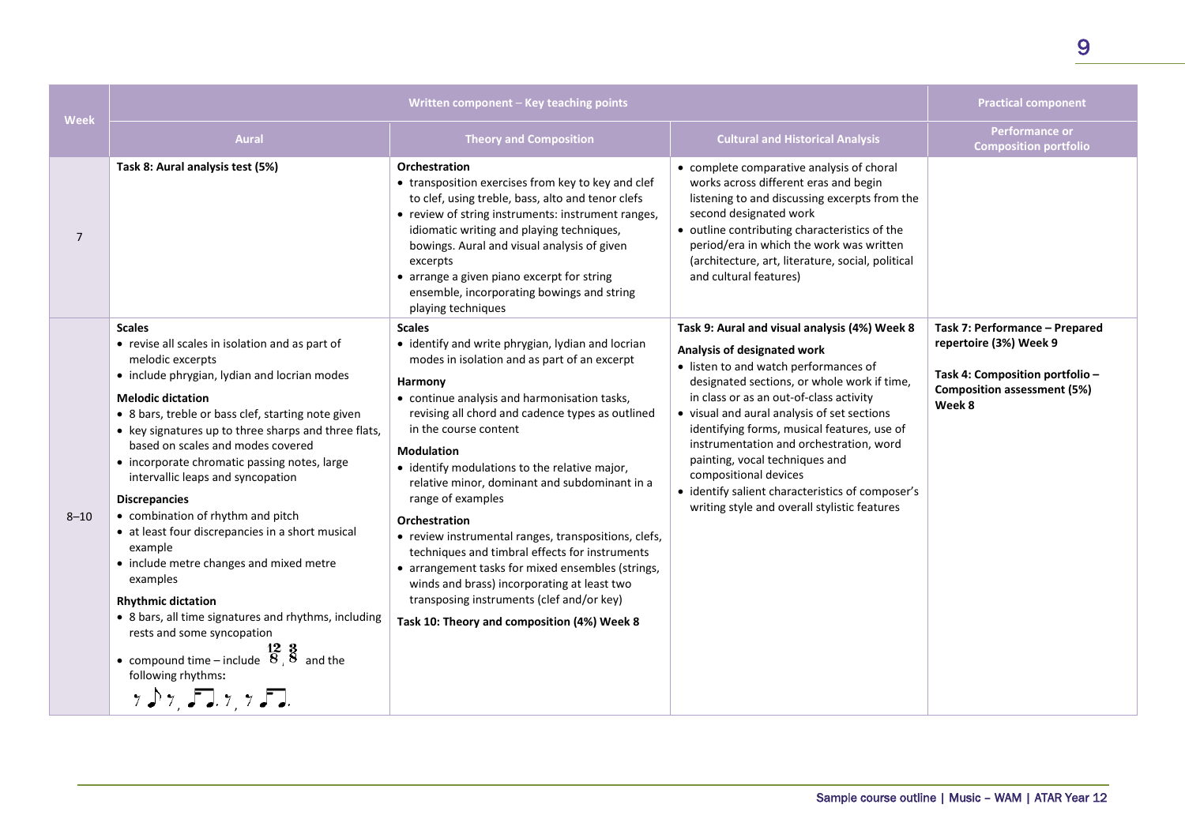| Week | Written component – Key teaching points | | | Practical component |
|---|---|---|---|---|
| | **Aural** | **Theory and Composition** | **Cultural and Historical Analysis** | **Performance or Composition portfolio** |
| 7 | **Task 8: Aural analysis test (5%)** | **Orchestration**<br>• transposition exercises from key to key and clef to clef, using treble, bass, alto and tenor clefs<br>• review of string instruments: instrument ranges, idiomatic writing and playing techniques, bowings. Aural and visual analysis of given excerpts<br>• arrange a given piano excerpt for string ensemble, incorporating bowings and string playing techniques | • complete comparative analysis of choral works across different eras and begin listening to and discussing excerpts from the second designated work<br>• outline contributing characteristics of the period/era in which the work was written (architecture, art, literature, social, political and cultural features) | |
| 8–10 | **Scales**<br>• revise all scales in isolation and as part of melodic excerpts<br>• include phrygian, lydian and locrian modes<br>**Melodic dictation**<br>• 8 bars, treble or bass clef, starting note given<br>• key signatures up to three sharps and three flats, based on scales and modes covered<br>• incorporate chromatic passing notes, large intervallic leaps and syncopation<br>**Discrepancies**<br>• combination of rhythm and pitch<br>• at least four discrepancies in a short musical example<br>• include metre changes and mixed metre examples<br>**Rhythmic dictation**<br>• 8 bars, all time signatures and rhythms, including rests and some syncopation<br>• compound time – include $\frac{12}{8}$, $\frac{3}{8}$ and the following rhythms: | **Scales**<br>• identify and write phrygian, lydian and locrian modes in isolation and as part of an excerpt<br>**Harmony**<br>• continue analysis and harmonisation tasks, revising all chord and cadence types as outlined in the course content<br>**Modulation**<br>• identify modulations to the relative major, relative minor, dominant and subdominant in a range of examples<br>**Orchestration**<br>• review instrumental ranges, transpositions, clefs, techniques and timbral effects for instruments<br>• arrangement tasks for mixed ensembles (strings, winds and brass) incorporating at least two transposing instruments (clef and/or key)<br>**Task 10: Theory and composition (4%) Week 8** | **Task 9: Aural and visual analysis (4%) Week 8**<br>**Analysis of designated work**<br>• listen to and watch performances of designated sections, or whole work if time, in class or as an out-of-class activity<br>• visual and aural analysis of set sections identifying forms, musical features, use of instrumentation and orchestration, word painting, vocal techniques and compositional devices<br>• identify salient characteristics of composer's writing style and overall stylistic features | **Task 7: Performance – Prepared repertoire (3%) Week 9**<br><br>**Task 4: Composition portfolio – Composition assessment (5%) Week 8** |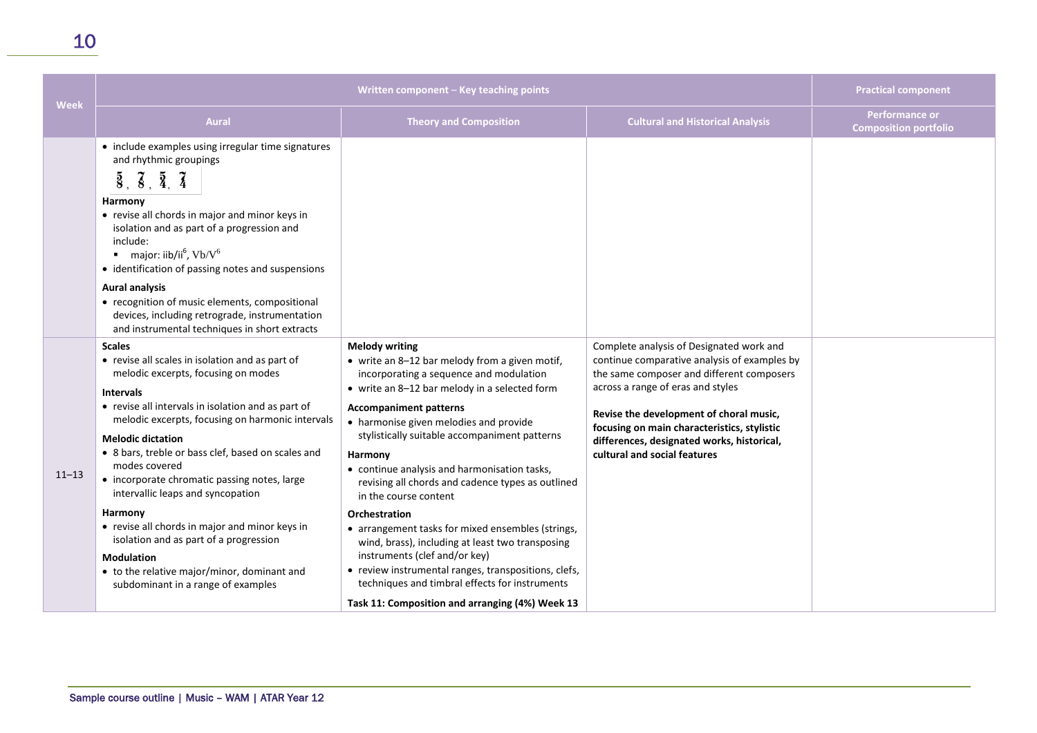| Week | Written component – Key teaching points | | | Practical component |
|---|---|---|---|---|
| | Aural | Theory and Composition | Cultural and Historical Analysis | Performance or Composition portfolio |
| | • include examples using irregular time signatures and rhythmic groupings<br>$\frac{5}{8}$, $\frac{7}{8}$, $\frac{5}{4}$, $\frac{7}{4}$<br>**Harmony**<br>• revise all chords in major and minor keys in isolation and as part of a progression and include:<br>▪ major: iib/ii$^6$, Vb/V$^6$<br>• identification of passing notes and suspensions<br>**Aural analysis**<br>• recognition of music elements, compositional devices, including retrograde, instrumentation and instrumental techniques in short extracts | | | |
| 11–13 | **Scales**<br>• revise all scales in isolation and as part of melodic excerpts, focusing on modes<br>**Intervals**<br>• revise all intervals in isolation and as part of melodic excerpts, focusing on harmonic intervals<br>**Melodic dictation**<br>• 8 bars, treble or bass clef, based on scales and modes covered<br>• incorporate chromatic passing notes, large intervallic leaps and syncopation<br>**Harmony**<br>• revise all chords in major and minor keys in isolation and as part of a progression<br>**Modulation**<br>• to the relative major/minor, dominant and subdominant in a range of examples | **Melody writing**<br>• write an 8–12 bar melody from a given motif, incorporating a sequence and modulation<br>• write an 8–12 bar melody in a selected form<br>**Accompaniment patterns**<br>• harmonise given melodies and provide stylistically suitable accompaniment patterns<br>**Harmony**<br>• continue analysis and harmonisation tasks, revising all chords and cadence types as outlined in the course content<br>**Orchestration**<br>• arrangement tasks for mixed ensembles (strings, wind, brass), including at least two transposing instruments (clef and/or key)<br>• review instrumental ranges, transpositions, clefs, techniques and timbral effects for instruments<br>**Task 11: Composition and arranging (4%) Week 13** | Complete analysis of Designated work and continue comparative analysis of examples by the same composer and different composers across a range of eras and styles<br>**Revise the development of choral music, focusing on main characteristics, stylistic differences, designated works, historical, cultural and social features** | |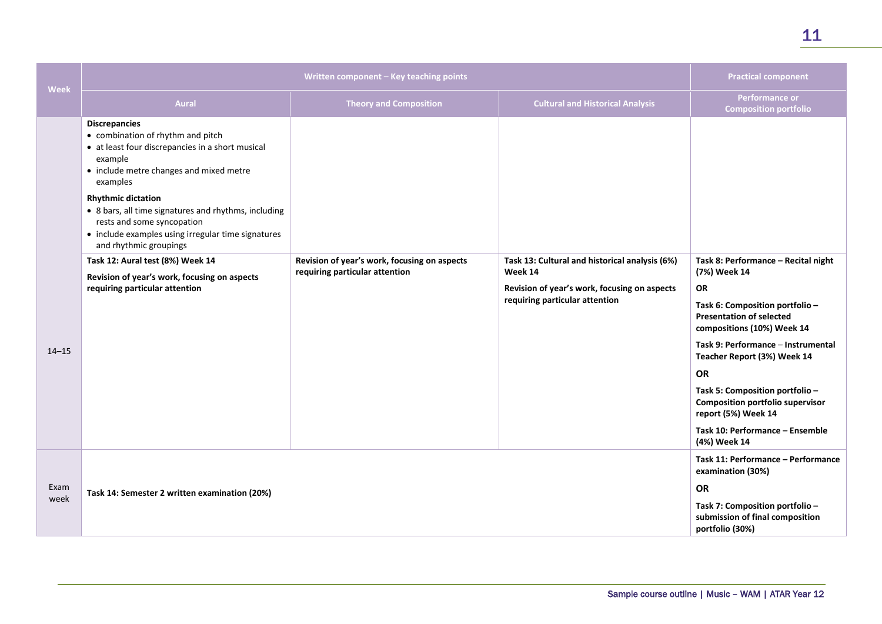| Week | Written component – Key teaching points | | | Practical component |
|---|---|---|---|---|
| | **Aural** | **Theory and Composition** | **Cultural and Historical Analysis** | **Performance or Composition portfolio** |
| 14–15 | **Discrepancies**<br>• combination of rhythm and pitch<br>• at least four discrepancies in a short musical example<br>• include metre changes and mixed metre examples<br>**Rhythmic dictation**<br>• 8 bars, all time signatures and rhythms, including rests and some syncopation<br>• include examples using irregular time signatures and rhythmic groupings | | | |
| | **Task 12: Aural test (8%) Week 14**<br>**Revision of year's work, focusing on aspects requiring particular attention** | **Revision of year's work, focusing on aspects requiring particular attention** | **Task 13: Cultural and historical analysis (6%) Week 14**<br>**Revision of year's work, focusing on aspects requiring particular attention** | **Task 8: Performance – Recital night (7%) Week 14**<br>**OR**<br>**Task 6: Composition portfolio – Presentation of selected compositions (10%) Week 14**<br>**Task 9: Performance – Instrumental Teacher Report (3%) Week 14**<br>**OR**<br>**Task 5: Composition portfolio – Composition portfolio supervisor report (5%) Week 14**<br>**Task 10: Performance – Ensemble (4%) Week 14** |
| Exam week | **Task 14: Semester 2 written examination (20%)** | | | **Task 11: Performance – Performance examination (30%)**<br>**OR**<br>**Task 7: Composition portfolio – submission of final composition portfolio (30%)** |